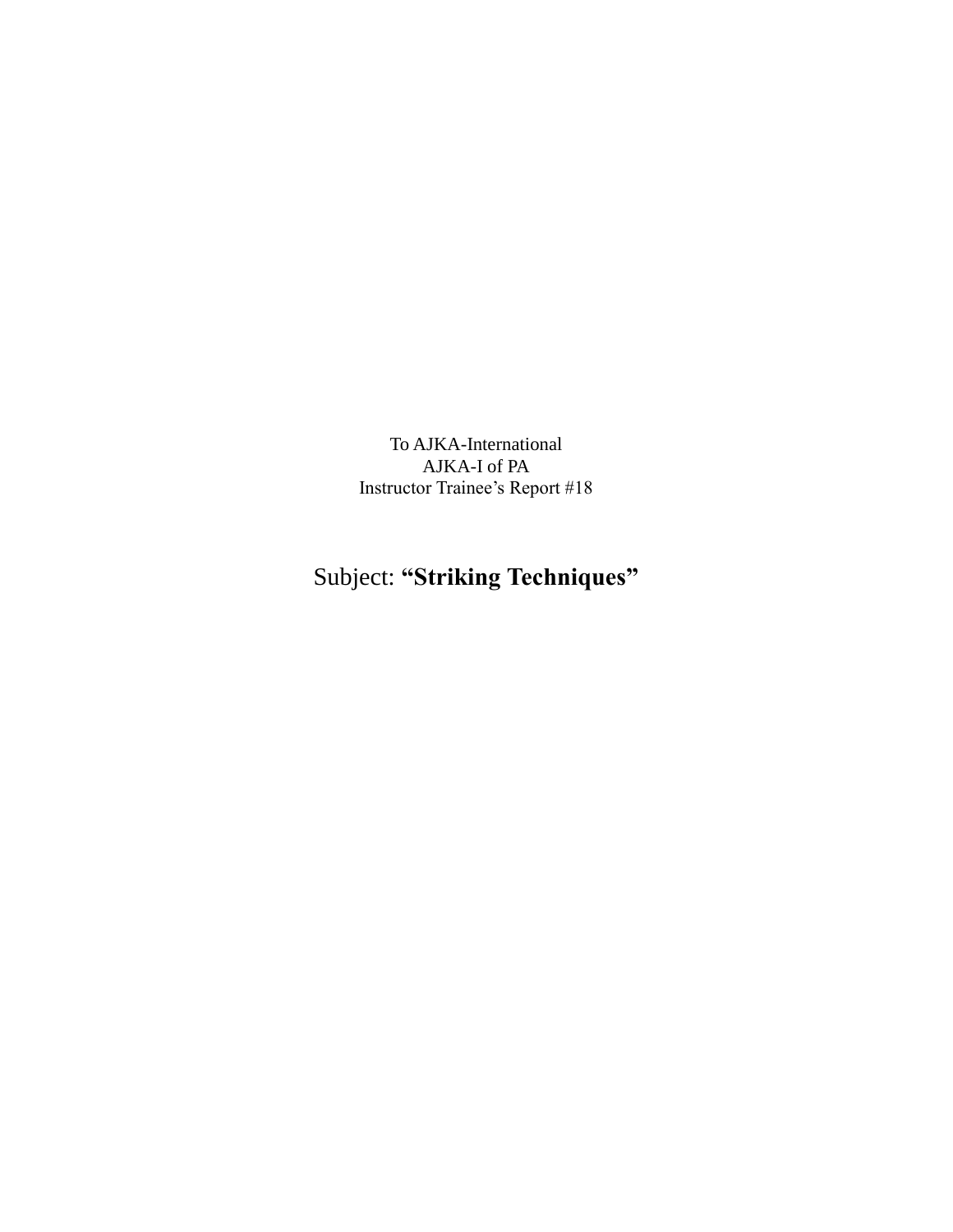To AJKA-International

AJKA-I of PA

Instructor Trainee's Report #18

# Subject: **"Striking Techniques"**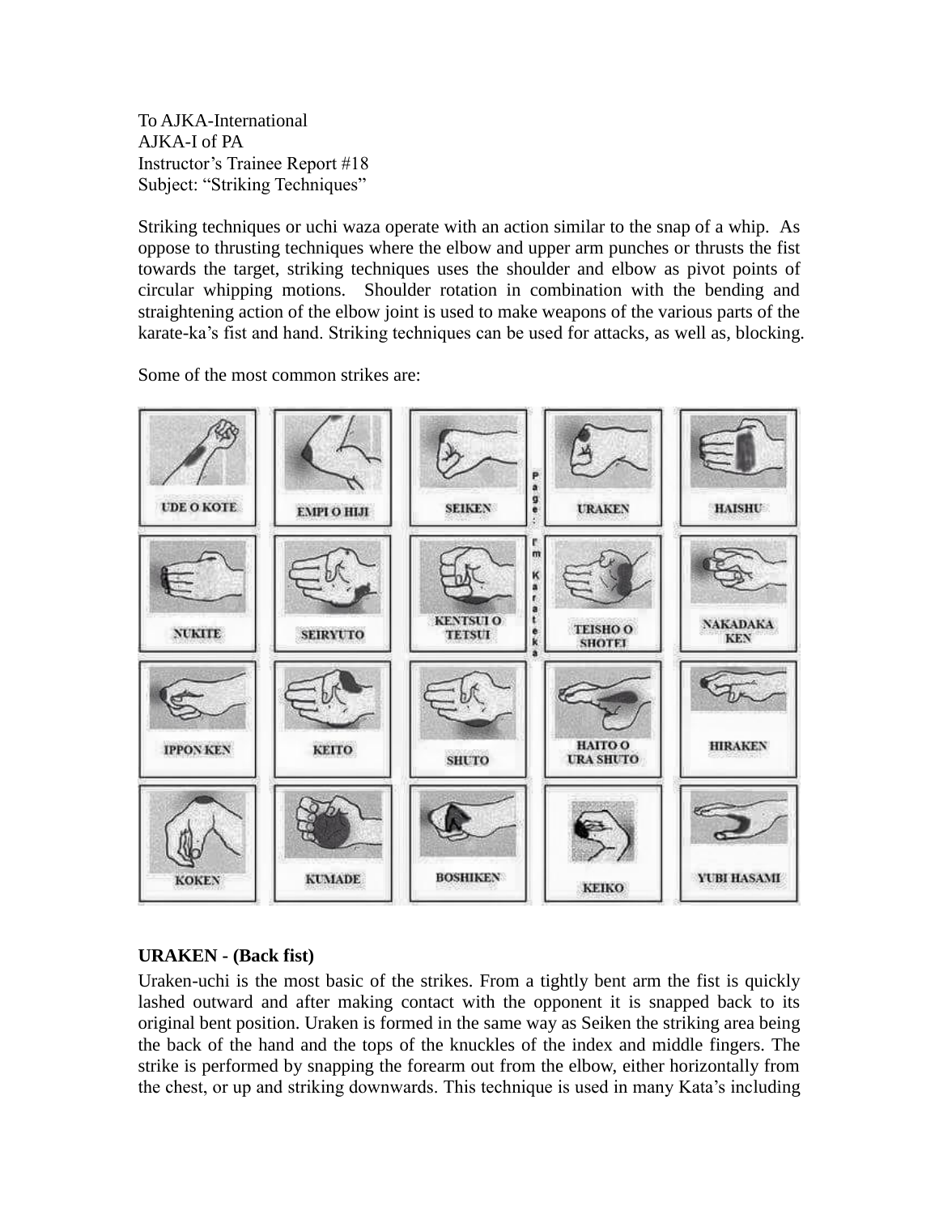To AJKA-International
AJKA-I of PA
Instructor's Trainee Report #18
Subject: "Striking Techniques"

Striking techniques or uchi waza operate with an action similar to the snap of a whip. As oppose to thrusting techniques where the elbow and upper arm punches or thrusts the fist towards the target, striking techniques uses the shoulder and elbow as pivot points of circular whipping motions. Shoulder rotation in combination with the bending and straightening action of the elbow joint is used to make weapons of the various parts of the karate-ka's fist and hand. Striking techniques can be used for attacks, as well as, blocking.

Some of the most common strikes are:

| | | | | |
|---|---|---|---|---|
| UDE O KOTE | EMPI O HIJI | SEIKEN | URAKEN | HAISHU |
| NUKITE | SEIRYUTO | KENTSUI O TETSUI | TEISHO O SHOTEI | NAKADAKA KEN |
| IPPON KEN | KEITO | SHUTO | HAITO O URA SHUTO | HIRAKEN |
| KOKEN | KUMADE | BOSHIKEN | KEIKO | YUBI HASAMI |

**URAKEN - (Back fist)**

Uraken-uchi is the most basic of the strikes. From a tightly bent arm the fist is quickly lashed outward and after making contact with the opponent it is snapped back to its original bent position. Uraken is formed in the same way as Seiken the striking area being the back of the hand and the tops of the knuckles of the index and middle fingers. The strike is performed by snapping the forearm out from the elbow, either horizontally from the chest, or up and striking downwards. This technique is used in many Kata's including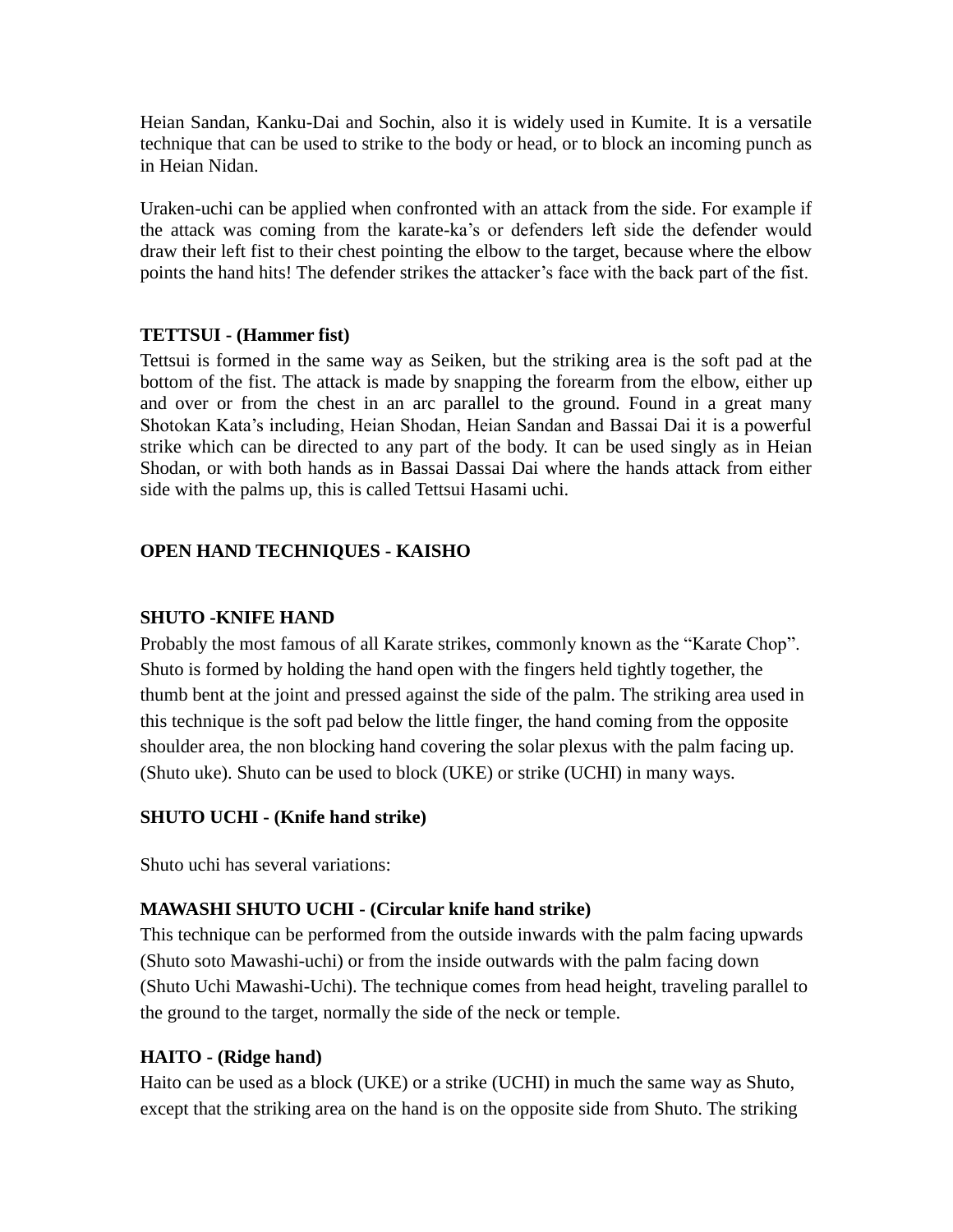Heian Sandan, Kanku-Dai and Sochin, also it is widely used in Kumite. It is a versatile technique that can be used to strike to the body or head, or to block an incoming punch as in Heian Nidan.

Uraken-uchi can be applied when confronted with an attack from the side. For example if the attack was coming from the karate-ka's or defenders left side the defender would draw their left fist to their chest pointing the elbow to the target, because where the elbow points the hand hits! The defender strikes the attacker's face with the back part of the fist.

**TETTSUI - (Hammer fist)**

Tettsui is formed in the same way as Seiken, but the striking area is the soft pad at the bottom of the fist. The attack is made by snapping the forearm from the elbow, either up and over or from the chest in an arc parallel to the ground. Found in a great many Shotokan Kata's including, Heian Shodan, Heian Sandan and Bassai Dai it is a powerful strike which can be directed to any part of the body. It can be used singly as in Heian Shodan, or with both hands as in Bassai Dassai Dai where the hands attack from either side with the palms up, this is called Tettsui Hasami uchi.

**OPEN HAND TECHNIQUES - KAISHO**

**SHUTO -KNIFE HAND**

Probably the most famous of all Karate strikes, commonly known as the "Karate Chop". Shuto is formed by holding the hand open with the fingers held tightly together, the thumb bent at the joint and pressed against the side of the palm. The striking area used in this technique is the soft pad below the little finger, the hand coming from the opposite shoulder area, the non blocking hand covering the solar plexus with the palm facing up. (Shuto uke). Shuto can be used to block (UKE) or strike (UCHI) in many ways.

**SHUTO UCHI - (Knife hand strike)**

Shuto uchi has several variations:

**MAWASHI SHUTO UCHI - (Circular knife hand strike)**

This technique can be performed from the outside inwards with the palm facing upwards (Shuto soto Mawashi-uchi) or from the inside outwards with the palm facing down (Shuto Uchi Mawashi-Uchi). The technique comes from head height, traveling parallel to the ground to the target, normally the side of the neck or temple.

**HAITO - (Ridge hand)**

Haito can be used as a block (UKE) or a strike (UCHI) in much the same way as Shuto, except that the striking area on the hand is on the opposite side from Shuto. The striking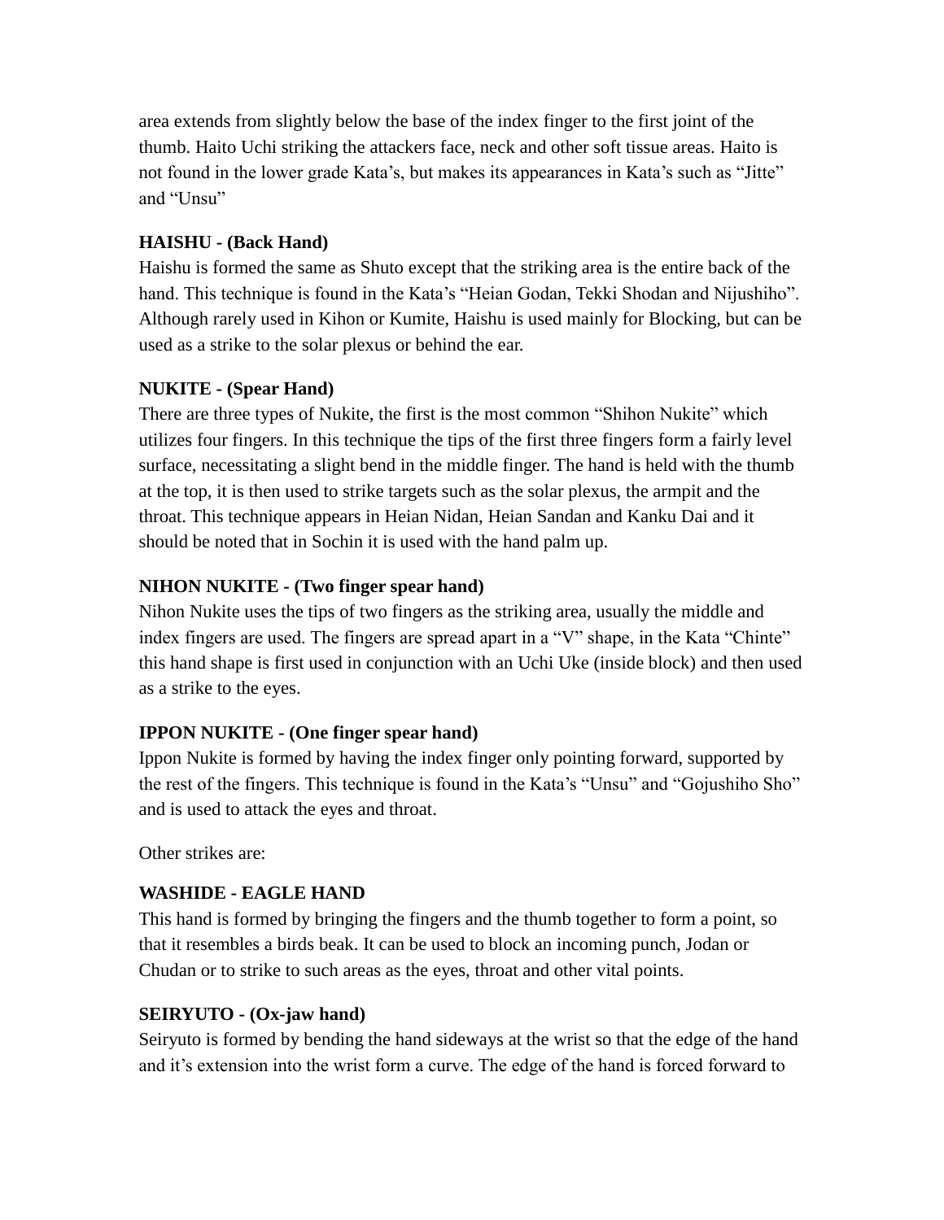area extends from slightly below the base of the index finger to the first joint of the thumb. Haito Uchi striking the attackers face, neck and other soft tissue areas. Haito is not found in the lower grade Kata's, but makes its appearances in Kata's such as "Jitte" and "Unsu"

**HAISHU - (Back Hand)**

Haishu is formed the same as Shuto except that the striking area is the entire back of the hand. This technique is found in the Kata's "Heian Godan, Tekki Shodan and Nijushiho". Although rarely used in Kihon or Kumite, Haishu is used mainly for Blocking, but can be used as a strike to the solar plexus or behind the ear.

**NUKITE - (Spear Hand)**

There are three types of Nukite, the first is the most common "Shihon Nukite" which utilizes four fingers. In this technique the tips of the first three fingers form a fairly level surface, necessitating a slight bend in the middle finger. The hand is held with the thumb at the top, it is then used to strike targets such as the solar plexus, the armpit and the throat. This technique appears in Heian Nidan, Heian Sandan and Kanku Dai and it should be noted that in Sochin it is used with the hand palm up.

**NIHON NUKITE - (Two finger spear hand)**

Nihon Nukite uses the tips of two fingers as the striking area, usually the middle and index fingers are used. The fingers are spread apart in a "V" shape, in the Kata "Chinte" this hand shape is first used in conjunction with an Uchi Uke (inside block) and then used as a strike to the eyes.

**IPPON NUKITE - (One finger spear hand)**

Ippon Nukite is formed by having the index finger only pointing forward, supported by the rest of the fingers. This technique is found in the Kata's "Unsu" and "Gojushiho Sho" and is used to attack the eyes and throat.

Other strikes are:

**WASHIDE - EAGLE HAND**

This hand is formed by bringing the fingers and the thumb together to form a point, so that it resembles a birds beak. It can be used to block an incoming punch, Jodan or Chudan or to strike to such areas as the eyes, throat and other vital points.

**SEIRYUTO - (Ox-jaw hand)**

Seiryuto is formed by bending the hand sideways at the wrist so that the edge of the hand and it's extension into the wrist form a curve. The edge of the hand is forced forward to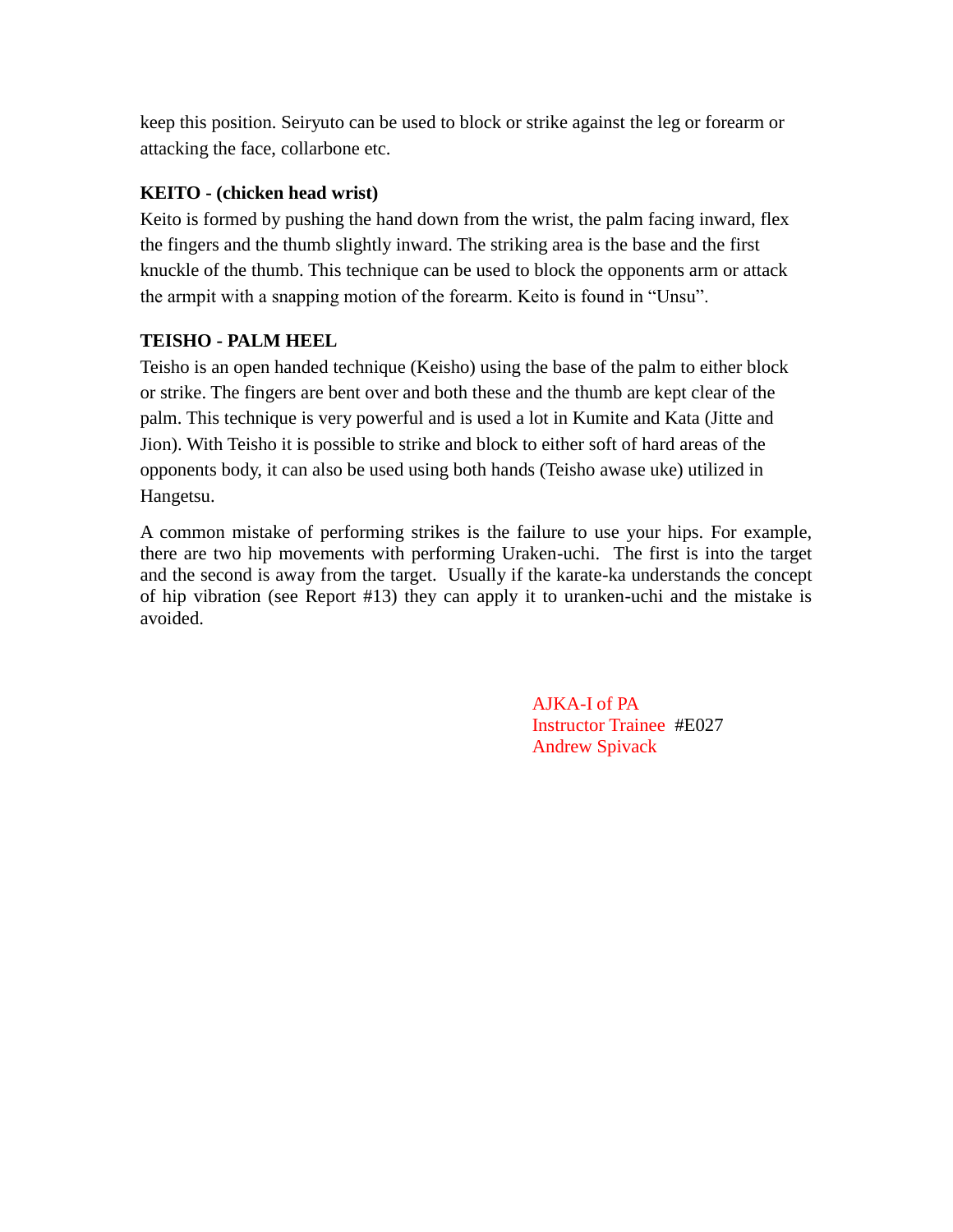keep this position. Seiryuto can be used to block or strike against the leg or forearm or attacking the face, collarbone etc.

**KEITO - (chicken head wrist)**

Keito is formed by pushing the hand down from the wrist, the palm facing inward, flex the fingers and the thumb slightly inward. The striking area is the base and the first knuckle of the thumb. This technique can be used to block the opponents arm or attack the armpit with a snapping motion of the forearm. Keito is found in “Unsu”.

**TEISHO - PALM HEEL**

Teisho is an open handed technique (Keisho) using the base of the palm to either block or strike. The fingers are bent over and both these and the thumb are kept clear of the palm. This technique is very powerful and is used a lot in Kumite and Kata (Jitte and Jion). With Teisho it is possible to strike and block to either soft of hard areas of the opponents body, it can also be used using both hands (Teisho awase uke) utilized in Hangetsu.

A common mistake of performing strikes is the failure to use your hips. For example, there are two hip movements with performing Uraken-uchi. The first is into the target and the second is away from the target. Usually if the karate-ka understands the concept of hip vibration (see Report #13) they can apply it to uranken-uchi and the mistake is avoided.

AJKA-I of PA
Instructor Trainee #E027
Andrew Spivack